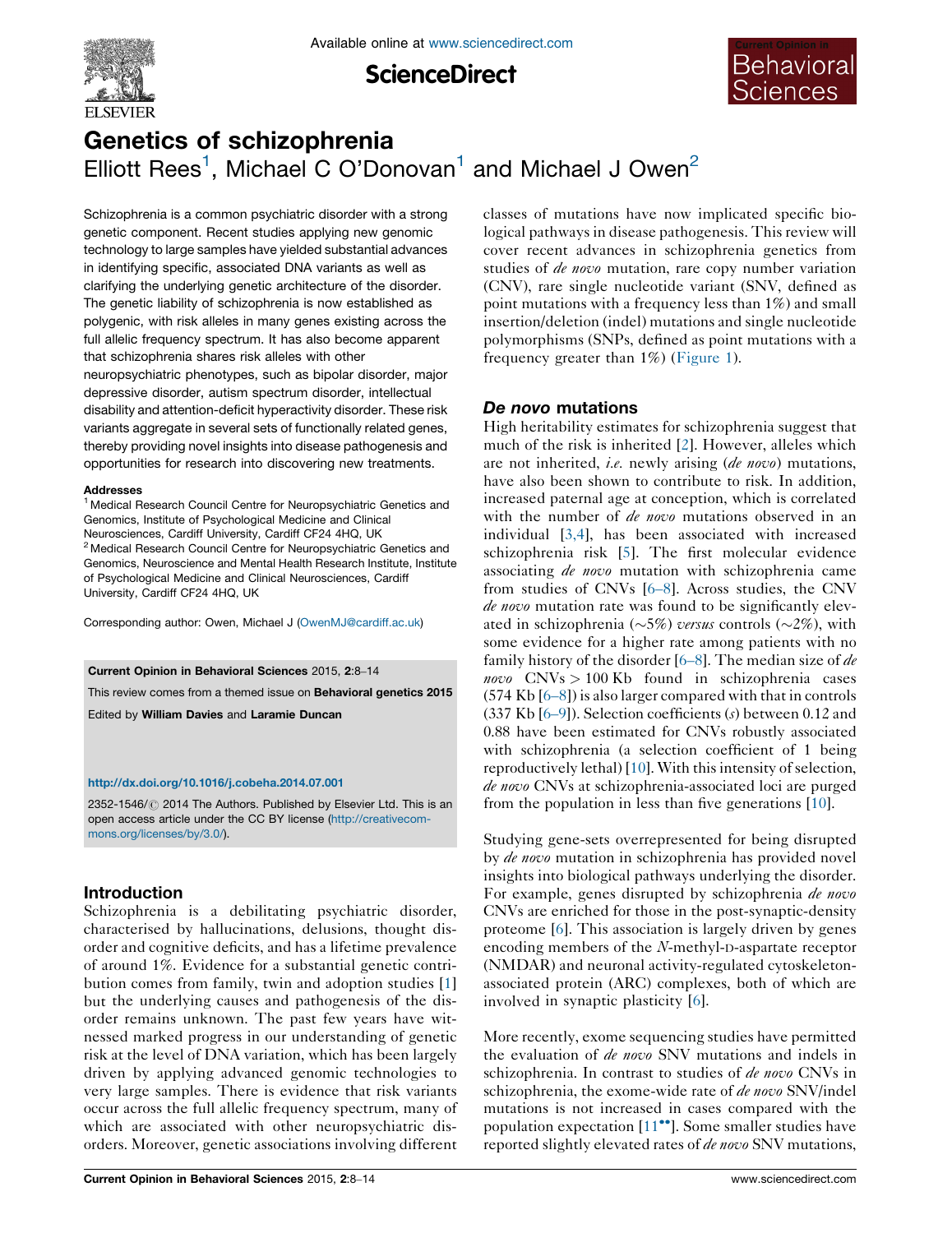# Genetics of schizophrenia

Elliott Rees[1], Michael C O'Donovan[1] and Michael J Owen[2]

Schizophrenia is a common psychiatric disorder with a strong genetic component. Recent studies applying new genomic technology to large samples have yielded substantial advances in identifying specific, associated DNA variants as well as clarifying the underlying genetic architecture of the disorder. The genetic liability of schizophrenia is now established as polygenic, with risk alleles in many genes existing across the full allelic frequency spectrum. It has also become apparent that schizophrenia shares risk alleles with other neuropsychiatric phenotypes, such as bipolar disorder, major depressive disorder, autism spectrum disorder, intellectual disability and attention-deficit hyperactivity disorder. These risk variants aggregate in several sets of functionally related genes, thereby providing novel insights into disease pathogenesis and opportunities for research into discovering new treatments.

**Addresses**

[1] Medical Research Council Centre for Neuropsychiatric Genetics and Genomics, Institute of Psychological Medicine and Clinical Neurosciences, Cardiff University, Cardiff CF24 4HQ, UK

[2] Medical Research Council Centre for Neuropsychiatric Genetics and Genomics, Neuroscience and Mental Health Research Institute, Institute of Psychological Medicine and Clinical Neurosciences, Cardiff University, Cardiff CF24 4HQ, UK

Corresponding author: Owen, Michael J (OwenMJ@cardiff.ac.uk)

**Current Opinion in Behavioral Sciences** 2015, **2**:8–14

This review comes from a themed issue on **Behavioral genetics 2015**

Edited by **William Davies** and **Laramie Duncan**

http://dx.doi.org/10.1016/j.cobeha.2014.07.001

2352-1546/© 2014 The Authors. Published by Elsevier Ltd. This is an open access article under the CC BY license (http://creativecommons.org/licenses/by/3.0/).

## Introduction

Schizophrenia is a debilitating psychiatric disorder, characterised by hallucinations, delusions, thought disorder and cognitive deficits, and has a lifetime prevalence of around 1%. Evidence for a substantial genetic contribution comes from family, twin and adoption studies [1] but the underlying causes and pathogenesis of the disorder remains unknown. The past few years have witnessed marked progress in our understanding of genetic risk at the level of DNA variation, which has been largely driven by applying advanced genomic technologies to very large samples. There is evidence that risk variants occur across the full allelic frequency spectrum, many of which are associated with other neuropsychiatric disorders. Moreover, genetic associations involving different classes of mutations have now implicated specific biological pathways in disease pathogenesis. This review will cover recent advances in schizophrenia genetics from studies of *de novo* mutation, rare copy number variation (CNV), rare single nucleotide variant (SNV, defined as point mutations with a frequency less than 1%) and small insertion/deletion (indel) mutations and single nucleotide polymorphisms (SNPs, defined as point mutations with a frequency greater than 1%) (Figure 1).

## *De novo* mutations

High heritability estimates for schizophrenia suggest that much of the risk is inherited [2]. However, alleles which are not inherited, *i.e.* newly arising (*de novo*) mutations, have also been shown to contribute to risk. In addition, increased paternal age at conception, which is correlated with the number of *de novo* mutations observed in an individual [3,4], has been associated with increased schizophrenia risk [5]. The first molecular evidence associating *de novo* mutation with schizophrenia came from studies of CNVs [6–8]. Across studies, the CNV *de novo* mutation rate was found to be significantly elevated in schizophrenia (~5%) *versus* controls (~2%), with some evidence for a higher rate among patients with no family history of the disorder [6–8]. The median size of *de novo* CNVs > 100 Kb found in schizophrenia cases (574 Kb [6–8]) is also larger compared with that in controls (337 Kb [6–9]). Selection coefficients ($s$) between 0.12 and 0.88 have been estimated for CNVs robustly associated with schizophrenia (a selection coefficient of 1 being reproductively lethal) [10]. With this intensity of selection, *de novo* CNVs at schizophrenia-associated loci are purged from the population in less than five generations [10].

Studying gene-sets overrepresented for being disrupted by *de novo* mutation in schizophrenia has provided novel insights into biological pathways underlying the disorder. For example, genes disrupted by schizophrenia *de novo* CNVs are enriched for those in the post-synaptic-density proteome [6]. This association is largely driven by genes encoding members of the *N*-methyl-D-aspartate receptor (NMDAR) and neuronal activity-regulated cytoskeleton-associated protein (ARC) complexes, both of which are involved in synaptic plasticity [6].

More recently, exome sequencing studies have permitted the evaluation of *de novo* SNV mutations and indels in schizophrenia. In contrast to studies of *de novo* CNVs in schizophrenia, the exome-wide rate of *de novo* SNV/indel mutations is not increased in cases compared with the population expectation [11••]. Some smaller studies have reported slightly elevated rates of *de novo* SNV mutations,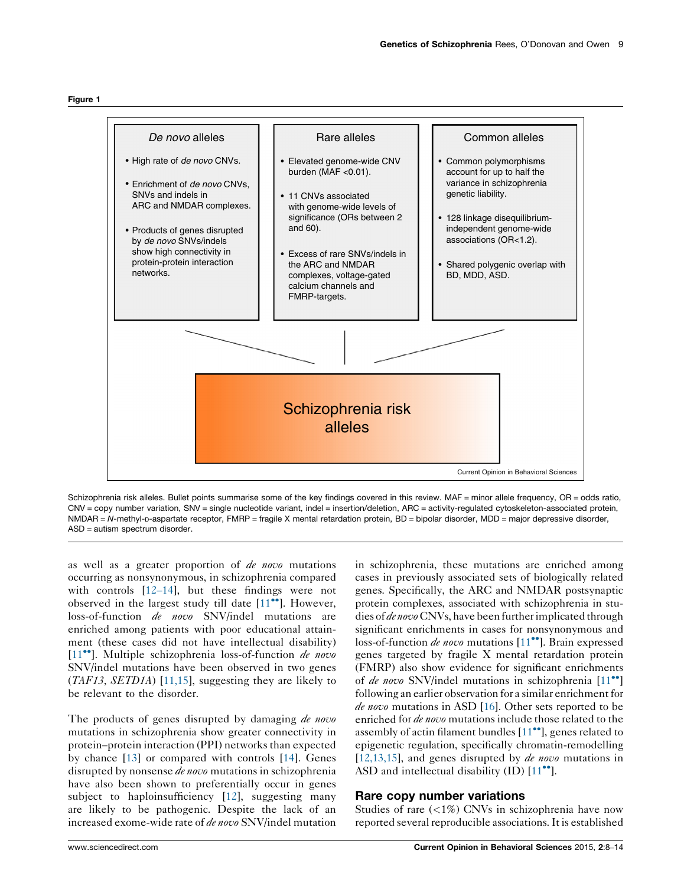**Figure 1**

| *De novo* alleles | Rare alleles | Common alleles |
|---|---|---|
| • High rate of *de novo* CNVs. • Enrichment of *de novo* CNVs, SNVs and indels in ARC and NMDAR complexes. • Products of genes disrupted by *de novo* SNVs/indels show high connectivity in protein-protein interaction networks. | • Elevated genome-wide CNV burden (MAF <0.01). • 11 CNVs associated with genome-wide levels of significance (ORs between 2 and 60). • Excess of rare SNVs/indels in the ARC and NMDAR complexes, voltage-gated calcium channels and FMRP-targets. | • Common polymorphisms account for up to half the variance in schizophrenia genetic liability. • 128 linkage disequilibrium-independent genome-wide associations (OR<1.2). • Shared polygenic overlap with BD, MDD, ASD. |

Schizophrenia risk alleles

Schizophrenia risk alleles. Bullet points summarise some of the key findings covered in this review. MAF = minor allele frequency, OR = odds ratio, CNV = copy number variation, SNV = single nucleotide variant, indel = insertion/deletion, ARC = activity-regulated cytoskeleton-associated protein, NMDAR = *N*-methyl-D-aspartate receptor, FMRP = fragile X mental retardation protein, BD = bipolar disorder, MDD = major depressive disorder, ASD = autism spectrum disorder.

as well as a greater proportion of *de novo* mutations occurring as nonsynonymous, in schizophrenia compared with controls [12–14], but these findings were not observed in the largest study till date [11••]. However, loss-of-function *de novo* SNV/indel mutations are enriched among patients with poor educational attainment (these cases did not have intellectual disability) [11••]. Multiple schizophrenia loss-of-function *de novo* SNV/indel mutations have been observed in two genes (*TAF13*, *SETD1A*) [11,15], suggesting they are likely to be relevant to the disorder.

The products of genes disrupted by damaging *de novo* mutations in schizophrenia show greater connectivity in protein–protein interaction (PPI) networks than expected by chance [13] or compared with controls [14]. Genes disrupted by nonsense *de novo* mutations in schizophrenia have also been shown to preferentially occur in genes subject to haploinsufficiency [12], suggesting many are likely to be pathogenic. Despite the lack of an increased exome-wide rate of *de novo* SNV/indel mutation in schizophrenia, these mutations are enriched among cases in previously associated sets of biologically related genes. Specifically, the ARC and NMDAR postsynaptic protein complexes, associated with schizophrenia in studies of *de novo* CNVs, have been further implicated through significant enrichments in cases for nonsynonymous and loss-of-function *de novo* mutations [11••]. Brain expressed genes targeted by fragile X mental retardation protein (FMRP) also show evidence for significant enrichments of *de novo* SNV/indel mutations in schizophrenia [11••] following an earlier observation for a similar enrichment for *de novo* mutations in ASD [16]. Other sets reported to be enriched for *de novo* mutations include those related to the assembly of actin filament bundles [11••], genes related to epigenetic regulation, specifically chromatin-remodelling [12,13,15], and genes disrupted by *de novo* mutations in ASD and intellectual disability (ID) [11••].

## Rare copy number variations

Studies of rare (<1%) CNVs in schizophrenia have now reported several reproducible associations. It is established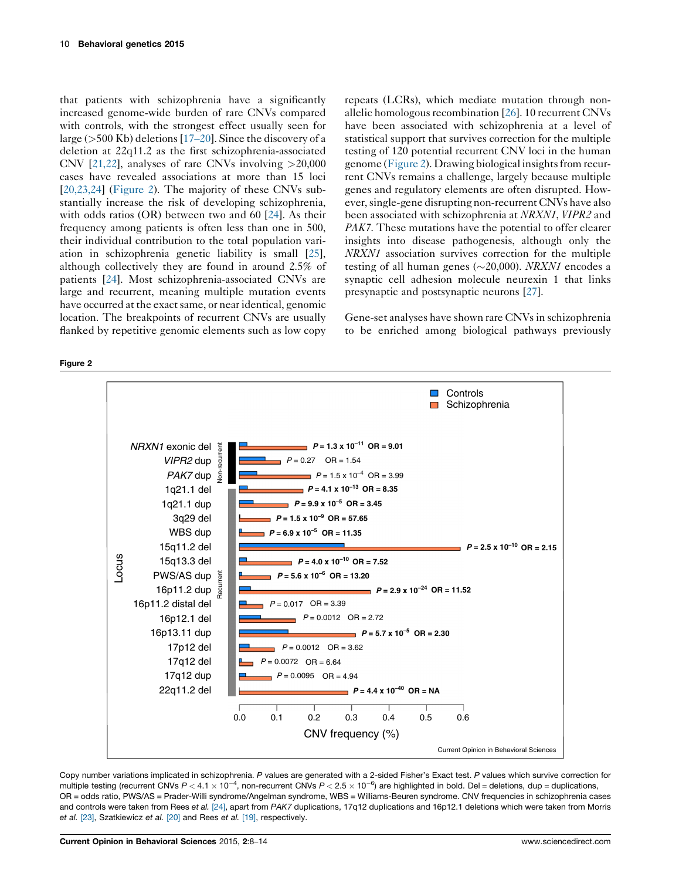that patients with schizophrenia have a significantly increased genome-wide burden of rare CNVs compared with controls, with the strongest effect usually seen for large (>500 Kb) deletions [17–20]. Since the discovery of a deletion at *22q11.2* as the first schizophrenia-associated CNV [21,22], analyses of rare CNVs involving >20,000 cases have revealed associations at more than 15 loci [20,23,24] (Figure 2). The majority of these CNVs substantially increase the risk of developing schizophrenia, with odds ratios (OR) between two and 60 [24]. As their frequency among patients is often less than one in 500, their individual contribution to the total population variation in schizophrenia genetic liability is small [25], although collectively they are found in around 2.5% of patients [24]. Most schizophrenia-associated CNVs are large and recurrent, meaning multiple mutation events have occurred at the exact same, or near identical, genomic location. The breakpoints of recurrent CNVs are usually flanked by repetitive genomic elements such as low copy repeats (LCRs), which mediate mutation through non-allelic homologous recombination [26]. 10 recurrent CNVs have been associated with schizophrenia at a level of statistical support that survives correction for the multiple testing of 120 potential recurrent CNV loci in the human genome (Figure 2). Drawing biological insights from recurrent CNVs remains a challenge, largely because multiple genes and regulatory elements are often disrupted. However, single-gene disrupting non-recurrent CNVs have also been associated with schizophrenia at *NRXN1*, *VIPR2* and *PAK7*. These mutations have the potential to offer clearer insights into disease pathogenesis, although only the *NRXN1* association survives correction for the multiple testing of all human genes (~20,000). *NRXN1* encodes a synaptic cell adhesion molecule neurexin 1 that links presynaptic and postsynaptic neurons [27].

Gene-set analyses have shown rare CNVs in schizophrenia to be enriched among biological pathways previously

**Figure 2**

Copy number variations implicated in schizophrenia. *P* values are generated with a 2-sided Fisher's Exact test. *P* values which survive correction for multiple testing (recurrent CNVs $P < 4.1 \times 10^{-4}$, non-recurrent CNVs $P < 2.5 \times 10^{-6}$) are highlighted in bold. Del = deletions, dup = duplications, OR = odds ratio, PWS/AS = Prader-Willi syndrome/Angelman syndrome, WBS = Williams-Beuren syndrome. CNV frequencies in schizophrenia cases and controls were taken from Rees *et al.* [24], apart from *PAK7* duplications, 17q12 duplications and 16p12.1 deletions which were taken from Morris *et al.* [23], Szatkiewicz *et al.* [20] and Rees *et al.* [19], respectively.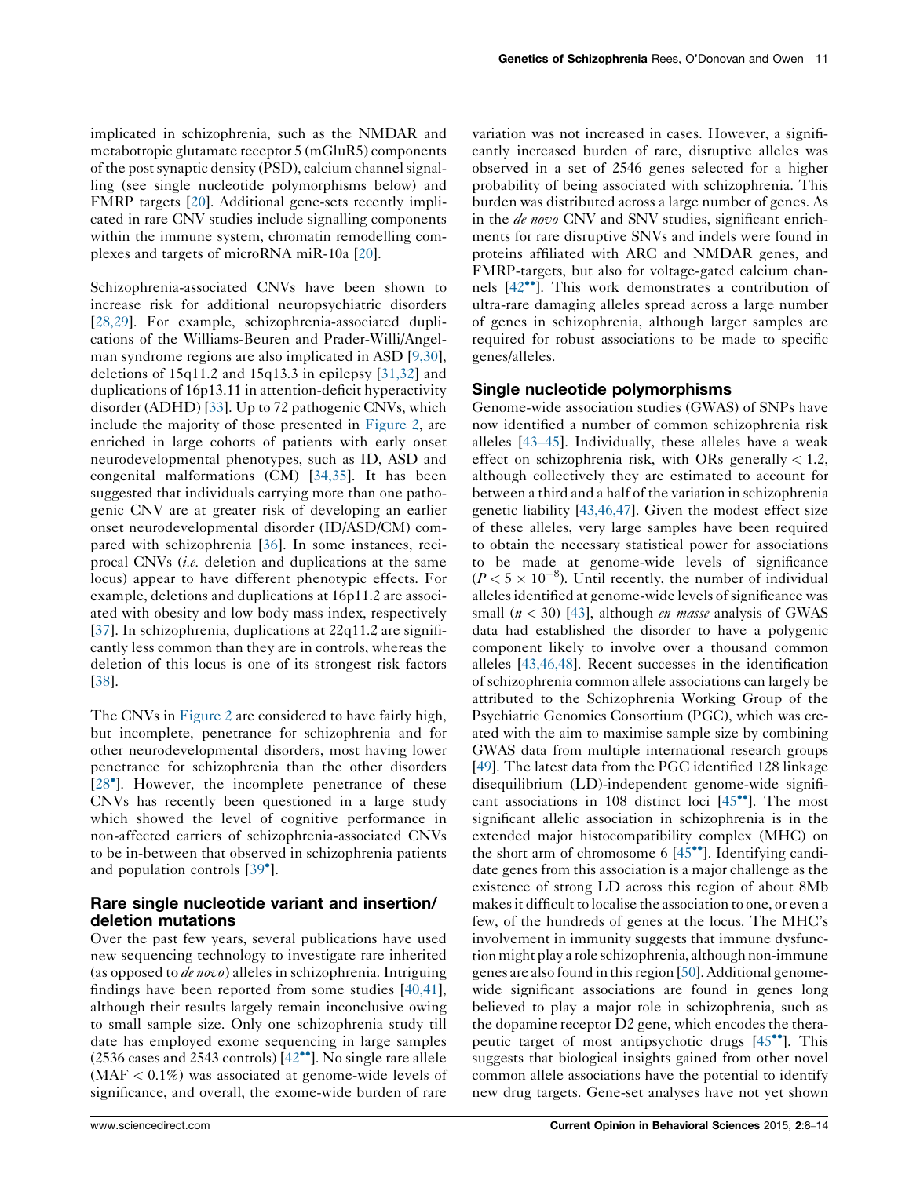implicated in schizophrenia, such as the NMDAR and metabotropic glutamate receptor 5 (mGluR5) components of the post synaptic density (PSD), calcium channel signalling (see single nucleotide polymorphisms below) and FMRP targets [20]. Additional gene-sets recently implicated in rare CNV studies include signalling components within the immune system, chromatin remodelling complexes and targets of microRNA miR-10a [20].

Schizophrenia-associated CNVs have been shown to increase risk for additional neuropsychiatric disorders [28,29]. For example, schizophrenia-associated duplications of the Williams-Beuren and Prader-Willi/Angelman syndrome regions are also implicated in ASD [9,30], deletions of 15q11.2 and 15q13.3 in epilepsy [31,32] and duplications of 16p13.11 in attention-deficit hyperactivity disorder (ADHD) [33]. Up to 72 pathogenic CNVs, which include the majority of those presented in Figure 2, are enriched in large cohorts of patients with early onset neurodevelopmental phenotypes, such as ID, ASD and congenital malformations (CM) [34,35]. It has been suggested that individuals carrying more than one pathogenic CNV are at greater risk of developing an earlier onset neurodevelopmental disorder (ID/ASD/CM) compared with schizophrenia [36]. In some instances, reciprocal CNVs (*i.e.* deletion and duplications at the same locus) appear to have different phenotypic effects. For example, deletions and duplications at 16p11.2 are associated with obesity and low body mass index, respectively [37]. In schizophrenia, duplications at 22q11.2 are significantly less common than they are in controls, whereas the deletion of this locus is one of its strongest risk factors [38].

The CNVs in Figure 2 are considered to have fairly high, but incomplete, penetrance for schizophrenia and for other neurodevelopmental disorders, most having lower penetrance for schizophrenia than the other disorders [28•]. However, the incomplete penetrance of these CNVs has recently been questioned in a large study which showed the level of cognitive performance in non-affected carriers of schizophrenia-associated CNVs to be in-between that observed in schizophrenia patients and population controls [39•].

## Rare single nucleotide variant and insertion/deletion mutations

Over the past few years, several publications have used new sequencing technology to investigate rare inherited (as opposed to *de novo*) alleles in schizophrenia. Intriguing findings have been reported from some studies [40,41], although their results largely remain inconclusive owing to small sample size. Only one schizophrenia study till date has employed exome sequencing in large samples (2536 cases and 2543 controls) [42••]. No single rare allele (MAF < 0.1%) was associated at genome-wide levels of significance, and overall, the exome-wide burden of rare variation was not increased in cases. However, a significantly increased burden of rare, disruptive alleles was observed in a set of 2546 genes selected for a higher probability of being associated with schizophrenia. This burden was distributed across a large number of genes. As in the *de novo* CNV and SNV studies, significant enrichments for rare disruptive SNVs and indels were found in proteins affiliated with ARC and NMDAR genes, and FMRP-targets, but also for voltage-gated calcium channels [42••]. This work demonstrates a contribution of ultra-rare damaging alleles spread across a large number of genes in schizophrenia, although larger samples are required for robust associations to be made to specific genes/alleles.

## Single nucleotide polymorphisms

Genome-wide association studies (GWAS) of SNPs have now identified a number of common schizophrenia risk alleles [43–45]. Individually, these alleles have a weak effect on schizophrenia risk, with ORs generally < 1.2, although collectively they are estimated to account for between a third and a half of the variation in schizophrenia genetic liability [43,46,47]. Given the modest effect size of these alleles, very large samples have been required to obtain the necessary statistical power for associations to be made at genome-wide levels of significance ($P < 5 \times 10^{-8}$). Until recently, the number of individual alleles identified at genome-wide levels of significance was small ($n < 30$) [43], although *en masse* analysis of GWAS data had established the disorder to have a polygenic component likely to involve over a thousand common alleles [43,46,48]. Recent successes in the identification of schizophrenia common allele associations can largely be attributed to the Schizophrenia Working Group of the Psychiatric Genomics Consortium (PGC), which was created with the aim to maximise sample size by combining GWAS data from multiple international research groups [49]. The latest data from the PGC identified 128 linkage disequilibrium (LD)-independent genome-wide significant associations in 108 distinct loci [45••]. The most significant allelic association in schizophrenia is in the extended major histocompatibility complex (MHC) on the short arm of chromosome 6 [45••]. Identifying candidate genes from this association is a major challenge as the existence of strong LD across this region of about 8Mb makes it difficult to localise the association to one, or even a few, of the hundreds of genes at the locus. The MHC's involvement in immunity suggests that immune dysfunction might play a role schizophrenia, although non-immune genes are also found in this region [50]. Additional genome-wide significant associations are found in genes long believed to play a major role in schizophrenia, such as the dopamine receptor D2 gene, which encodes the therapeutic target of most antipsychotic drugs [45••]. This suggests that biological insights gained from other novel common allele associations have the potential to identify new drug targets. Gene-set analyses have not yet shown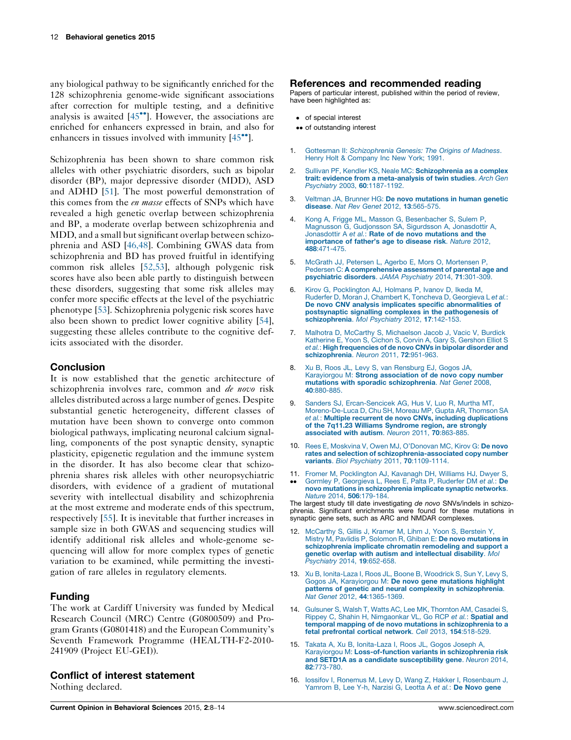any biological pathway to be significantly enriched for the 128 schizophrenia genome-wide significant associations after correction for multiple testing, and a definitive analysis is awaited [45••]. However, the associations are enriched for enhancers expressed in brain, and also for enhancers in tissues involved with immunity [45••].

Schizophrenia has been shown to share common risk alleles with other psychiatric disorders, such as bipolar disorder (BP), major depressive disorder (MDD), ASD and ADHD [51]. The most powerful demonstration of this comes from the *en masse* effects of SNPs which have revealed a high genetic overlap between schizophrenia and BP, a moderate overlap between schizophrenia and MDD, and a small but significant overlap between schizophrenia and ASD [46,48]. Combining GWAS data from schizophrenia and BD has proved fruitful in identifying common risk alleles [52,53], although polygenic risk scores have also been able partly to distinguish between these disorders, suggesting that some risk alleles may confer more specific effects at the level of the psychiatric phenotype [53]. Schizophrenia polygenic risk scores have also been shown to predict lower cognitive ability [54], suggesting these alleles contribute to the cognitive deficits associated with the disorder.

## Conclusion

It is now established that the genetic architecture of schizophrenia involves rare, common and *de novo* risk alleles distributed across a large number of genes. Despite substantial genetic heterogeneity, different classes of mutation have been shown to converge onto common biological pathways, implicating neuronal calcium signalling, components of the post synaptic density, synaptic plasticity, epigenetic regulation and the immune system in the disorder. It has also become clear that schizophrenia shares risk alleles with other neuropsychiatric disorders, with evidence of a gradient of mutational severity with intellectual disability and schizophrenia at the most extreme and moderate ends of this spectrum, respectively [55]. It is inevitable that further increases in sample size in both GWAS and sequencing studies will identify additional risk alleles and whole-genome sequencing will allow for more complex types of genetic variation to be examined, while permitting the investigation of rare alleles in regulatory elements.

## Funding

The work at Cardiff University was funded by Medical Research Council (MRC) Centre (G0800509) and Program Grants (G0801418) and the European Community's Seventh Framework Programme (HEALTH-F2-2010-241909 (Project EU-GEI)).

## Conflict of interest statement

Nothing declared.

## References and recommended reading

Papers of particular interest, published within the period of review, have been highlighted as:

- • of special interest
- •• of outstanding interest

1. Gottesman II: *Schizophrenia Genesis: The Origins of Madness*. Henry Holt & Company Inc New York; 1991.
2. Sullivan PF, Kendler KS, Neale MC: **Schizophrenia as a complex trait: evidence from a meta-analysis of twin studies**. *Arch Gen Psychiatry* 2003, **60**:1187-1192.
3. Veltman JA, Brunner HG: **De novo mutations in human genetic disease**. *Nat Rev Genet* 2012, **13**:565-575.
4. Kong A, Frigge ML, Masson G, Besenbacher S, Sulem P, Magnusson G, Gudjonsson SA, Sigurdsson A, Jonasdottir A, Jonasdottir A *et al.*: **Rate of de novo mutations and the importance of father's age to disease risk**. *Nature* 2012, **488**:471-475.
5. McGrath JJ, Petersen L, Agerbo E, Mors O, Mortensen P, Pedersen C: **A comprehensive assessment of parental age and psychiatric disorders**. *JAMA Psychiatry* 2014, **71**:301-309.
6. Kirov G, Pocklington AJ, Holmans P, Ivanov D, Ikeda M, Ruderfer D, Moran J, Chambert K, Toncheva D, Georgieva L *et al.*: **De novo CNV analysis implicates specific abnormalities of postsynaptic signalling complexes in the pathogenesis of schizophrenia**. *Mol Psychiatry* 2012, **17**:142-153.
7. Malhotra D, McCarthy S, Michaelson Jacob J, Vacic V, Burdick Katherine E, Yoon S, Cichon S, Corvin A, Gary S, Gershon Elliot S *et al.*: **High frequencies of de novo CNVs in bipolar disorder and schizophrenia**. *Neuron* 2011, **72**:951-963.
8. Xu B, Roos JL, Levy S, van Rensburg EJ, Gogos JA, Karayiorgou M: **Strong association of de novo copy number mutations with sporadic schizophrenia**. *Nat Genet* 2008, **40**:880-885.
9. Sanders SJ, Ercan-Sencicek AG, Hus V, Luo R, Murtha MT, Moreno-De-Luca D, Chu SH, Moreau MP, Gupta AR, Thomson SA *et al.*: **Multiple recurrent de novo CNVs, including duplications of the 7q11.23 Williams Syndrome region, are strongly associated with autism**. *Neuron* 2011, **70**:863-885.
10. Rees E, Moskvina V, Owen MJ, O'Donovan MC, Kirov G: **De novo rates and selection of schizophrenia-associated copy number variants**. *Biol Psychiatry* 2011, **70**:1109-1114.
11. •• Fromer M, Pocklington AJ, Kavanagh DH, Williams HJ, Dwyer S, Gormley P, Georgieva L, Rees E, Palta P, Ruderfer DM *et al.*: **De novo mutations in schizophrenia implicate synaptic networks**. *Nature* 2014, **506**:179-184.
The largest study till date investigating *de novo* SNVs/indels in schizophrenia. Significant enrichments were found for these mutations in synaptic gene sets, such as ARC and NMDAR complexes.
12. McCarthy S, Gillis J, Kramer M, Lihm J, Yoon S, Berstein Y, Mistry M, Pavlidis P, Solomon R, Ghiban E: **De novo mutations in schizophrenia implicate chromatin remodeling and support a genetic overlap with autism and intellectual disability**. *Mol Psychiatry* 2014, **19**:652-658.
13. Xu B, Ionita-Laza I, Roos JL, Boone B, Woodrick S, Sun Y, Levy S, Gogos JA, Karayiorgou M: **De novo gene mutations highlight patterns of genetic and neural complexity in schizophrenia**. *Nat Genet* 2012, **44**:1365-1369.
14. Gulsuner S, Walsh T, Watts AC, Lee MK, Thornton AM, Casadei S, Rippey C, Shahin H, Nimgaonkar VL, Go RCP *et al.*: **Spatial and temporal mapping of de novo mutations in schizophrenia to a fetal prefrontal cortical network**. *Cell* 2013, **154**:518-529.
15. Takata A, Xu B, Ionita-Laza I, Roos JL, Gogos Joseph A, Karayiorgou M: **Loss-of-function variants in schizophrenia risk and SETD1A as a candidate susceptibility gene**. *Neuron* 2014, **82**:773-780.
16. Iossifov I, Ronemus M, Levy D, Wang Z, Hakker I, Rosenbaum J, Yamrom B, Lee Y-h, Narzisi G, Leotta A *et al.*: **De Novo gene**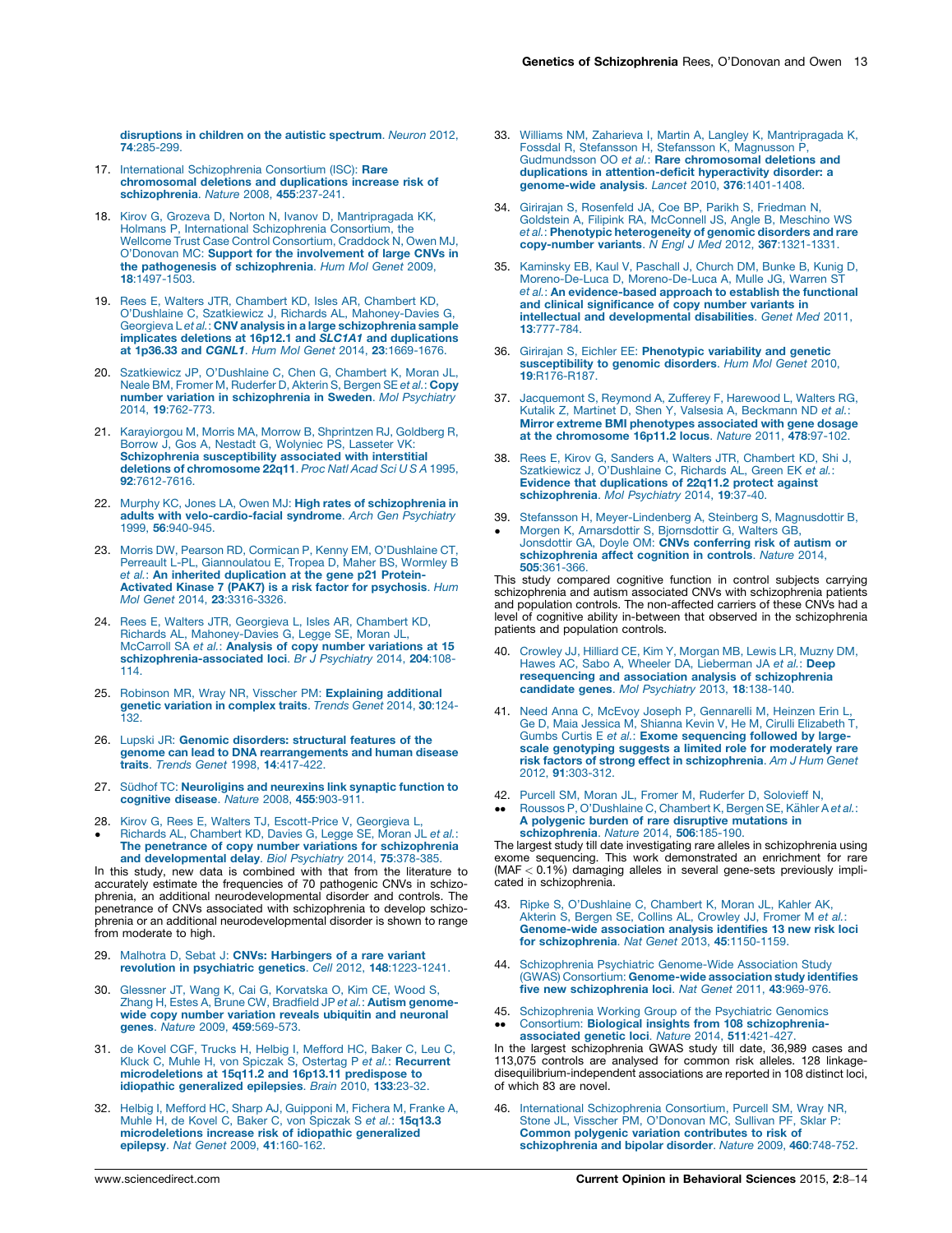disruptions in children on the autistic spectrum. *Neuron* 2012, **74**:285-299.

17. International Schizophrenia Consortium (ISC): **Rare chromosomal deletions and duplications increase risk of schizophrenia**. *Nature* 2008, **455**:237-241.

18. Kirov G, Grozeva D, Norton N, Ivanov D, Mantripragada KK, Holmans P, International Schizophrenia Consortium, the Wellcome Trust Case Control Consortium, Craddock N, Owen MJ, O'Donovan MC: **Support for the involvement of large CNVs in the pathogenesis of schizophrenia**. *Hum Mol Genet* 2009, **18**:1497-1503.

19. Rees E, Walters JTR, Chambert KD, Isles AR, Chambert KD, O'Dushlaine C, Szatkiewicz J, Richards AL, Mahoney-Davies G, Georgieva L *et al.*: **CNV analysis in a large schizophrenia sample implicates deletions at 16p12.1 and *SLC1A1* and duplications at 1p36.33 and *CGNL1***. *Hum Mol Genet* 2014, **23**:1669-1676.

20. Szatkiewicz JP, O'Dushlaine C, Chen G, Chambert K, Moran JL, Neale BM, Fromer M, Ruderfer D, Akterin S, Bergen SE *et al.*: **Copy number variation in schizophrenia in Sweden**. *Mol Psychiatry* 2014, **19**:762-773.

21. Karayiorgou M, Morris MA, Morrow B, Shprintzen RJ, Goldberg R, Borrow J, Gos A, Nestadt G, Wolyniec PS, Lasseter VK: **Schizophrenia susceptibility associated with interstitial deletions of chromosome 22q11**. *Proc Natl Acad Sci U S A* 1995, **92**:7612-7616.

22. Murphy KC, Jones LA, Owen MJ: **High rates of schizophrenia in adults with velo-cardio-facial syndrome**. *Arch Gen Psychiatry* 1999, **56**:940-945.

23. Morris DW, Pearson RD, Cormican P, Kenny EM, O'Dushlaine CT, Perreault L-PL, Giannoulatou E, Tropea D, Maher BS, Wormley B *et al.*: **An inherited duplication at the gene p21 Protein-Activated Kinase 7 (PAK7) is a risk factor for psychosis**. *Hum Mol Genet* 2014, **23**:3316-3326.

24. Rees E, Walters JTR, Georgieva L, Isles AR, Chambert KD, Richards AL, Mahoney-Davies G, Legge SE, Moran JL, McCarroll SA *et al.*: **Analysis of copy number variations at 15 schizophrenia-associated loci**. *Br J Psychiatry* 2014, **204**:108-114.

25. Robinson MR, Wray NR, Visscher PM: **Explaining additional genetic variation in complex traits**. *Trends Genet* 2014, **30**:124-132.

26. Lupski JR: **Genomic disorders: structural features of the genome can lead to DNA rearrangements and human disease traits**. *Trends Genet* 1998, **14**:417-422.

27. Südhof TC: **Neuroligins and neurexins link synaptic function to cognitive disease**. *Nature* 2008, **455**:903-911.

28. • Kirov G, Rees E, Walters TJ, Escott-Price V, Georgieva L, Richards AL, Chambert KD, Davies G, Legge SE, Moran JL *et al.*: **The penetrance of copy number variations for schizophrenia and developmental delay**. *Biol Psychiatry* 2014, **75**:378-385.

In this study, new data is combined with that from the literature to accurately estimate the frequencies of 70 pathogenic CNVs in schizophrenia, an additional neurodevelopmental disorder and controls. The penetrance of CNVs associated with schizophrenia to develop schizophrenia or an additional neurodevelopmental disorder is shown to range from moderate to high.

29. Malhotra D, Sebat J: **CNVs: Harbingers of a rare variant revolution in psychiatric genetics**. *Cell* 2012, **148**:1223-1241.

30. Glessner JT, Wang K, Cai G, Korvatska O, Kim CE, Wood S, Zhang H, Estes A, Brune CW, Bradfield JP *et al.*: **Autism genome-wide copy number variation reveals ubiquitin and neuronal genes**. *Nature* 2009, **459**:569-573.

31. de Kovel CGF, Trucks H, Helbig I, Mefford HC, Baker C, Leu C, Kluck C, Muhle H, von Spiczak S, Ostertag P *et al.*: **Recurrent microdeletions at 15q11.2 and 16p13.11 predispose to idiopathic generalized epilepsies**. *Brain* 2010, **133**:23-32.

32. Helbig I, Mefford HC, Sharp AJ, Guipponi M, Fichera M, Franke A, Muhle H, de Kovel C, Baker C, von Spiczak S *et al.*: **15q13.3 microdeletions increase risk of idiopathic generalized epilepsy**. *Nat Genet* 2009, **41**:160-162.

33. Williams NM, Zaharieva I, Martin A, Langley K, Mantripragada K, Fossdal R, Stefansson H, Stefansson K, Magnusson P, Gudmundsson OO *et al.*: **Rare chromosomal deletions and duplications in attention-deficit hyperactivity disorder: a genome-wide analysis**. *Lancet* 2010, **376**:1401-1408.

34. Girirajan S, Rosenfeld JA, Coe BP, Parikh S, Friedman N, Goldstein A, Filipink RA, McConnell JS, Angle B, Meschino WS *et al.*: **Phenotypic heterogeneity of genomic disorders and rare copy-number variants**. *N Engl J Med* 2012, **367**:1321-1331.

35. Kaminsky EB, Kaul V, Paschall J, Church DM, Bunke B, Kunig D, Moreno-De-Luca D, Moreno-De-Luca A, Mulle JG, Warren ST *et al.*: **An evidence-based approach to establish the functional and clinical significance of copy number variants in intellectual and developmental disabilities**. *Genet Med* 2011, **13**:777-784.

36. Girirajan S, Eichler EE: **Phenotypic variability and genetic susceptibility to genomic disorders**. *Hum Mol Genet* 2010, **19**:R176-R187.

37. Jacquemont S, Reymond A, Zufferey F, Harewood L, Walters RG, Kutalik Z, Martinet D, Shen Y, Valsesia A, Beckmann ND *et al.*: **Mirror extreme BMI phenotypes associated with gene dosage at the chromosome 16p11.2 locus**. *Nature* 2011, **478**:97-102.

38. Rees E, Kirov G, Sanders A, Walters JTR, Chambert KD, Shi J, Szatkiewicz J, O'Dushlaine C, Richards AL, Green EK *et al.*: **Evidence that duplications of 22q11.2 protect against schizophrenia**. *Mol Psychiatry* 2014, **19**:37-40.

39. • Stefansson H, Meyer-Lindenberg A, Steinberg S, Magnusdottir B, Morgen K, Arnarsdottir S, Bjornsdottir G, Walters GB, Jonsdottir GA, Doyle OM: **CNVs conferring risk of autism or schizophrenia affect cognition in controls**. *Nature* 2014, **505**:361-366.

This study compared cognitive function in control subjects carrying schizophrenia and autism associated CNVs with schizophrenia patients and population controls. The non-affected carriers of these CNVs had a level of cognitive ability in-between that observed in the schizophrenia patients and population controls.

40. Crowley JJ, Hilliard CE, Kim Y, Morgan MB, Lewis LR, Muzny DM, Hawes AC, Sabo A, Wheeler DA, Lieberman JA *et al.*: **Deep resequencing and association analysis of schizophrenia candidate genes**. *Mol Psychiatry* 2013, **18**:138-140.

41. Need Anna C, McEvoy Joseph P, Gennarelli M, Heinzen Erin L, Ge D, Maia Jessica M, Shianna Kevin V, He M, Cirulli Elizabeth T, Gumbs Curtis E *et al.*: **Exome sequencing followed by large-scale genotyping suggests a limited role for moderately rare risk factors of strong effect in schizophrenia**. *Am J Hum Genet* 2012, **91**:303-312.

42. •• Purcell SM, Moran JL, Fromer M, Ruderfer D, Solovieff N, Roussos P, O'Dushlaine C, Chambert K, Bergen SE, Kähler A *et al.*: **A polygenic burden of rare disruptive mutations in schizophrenia**. *Nature* 2014, **506**:185-190.

The largest study till date investigating rare alleles in schizophrenia using exome sequencing. This work demonstrated an enrichment for rare (MAF $< 0.1\%$) damaging alleles in several gene-sets previously implicated in schizophrenia.

43. Ripke S, O'Dushlaine C, Chambert K, Moran JL, Kahler AK, Akterin S, Bergen SE, Collins AL, Crowley JJ, Fromer M *et al.*: **Genome-wide association analysis identifies 13 new risk loci for schizophrenia**. *Nat Genet* 2013, **45**:1150-1159.

44. Schizophrenia Psychiatric Genome-Wide Association Study (GWAS) Consortium: **Genome-wide association study identifies five new schizophrenia loci**. *Nat Genet* 2011, **43**:969-976.

45. •• Schizophrenia Working Group of the Psychiatric Genomics Consortium: **Biological insights from 108 schizophrenia-associated genetic loci**. *Nature* 2014, **511**:421-427.

In the largest schizophrenia GWAS study till date, 36,989 cases and 113,075 controls are analysed for common risk alleles. 128 linkage-disequilibrium-independent associations are reported in 108 distinct loci, of which 83 are novel.

46. International Schizophrenia Consortium, Purcell SM, Wray NR, Stone JL, Visscher PM, O'Donovan MC, Sullivan PF, Sklar P: **Common polygenic variation contributes to risk of schizophrenia and bipolar disorder**. *Nature* 2009, **460**:748-752.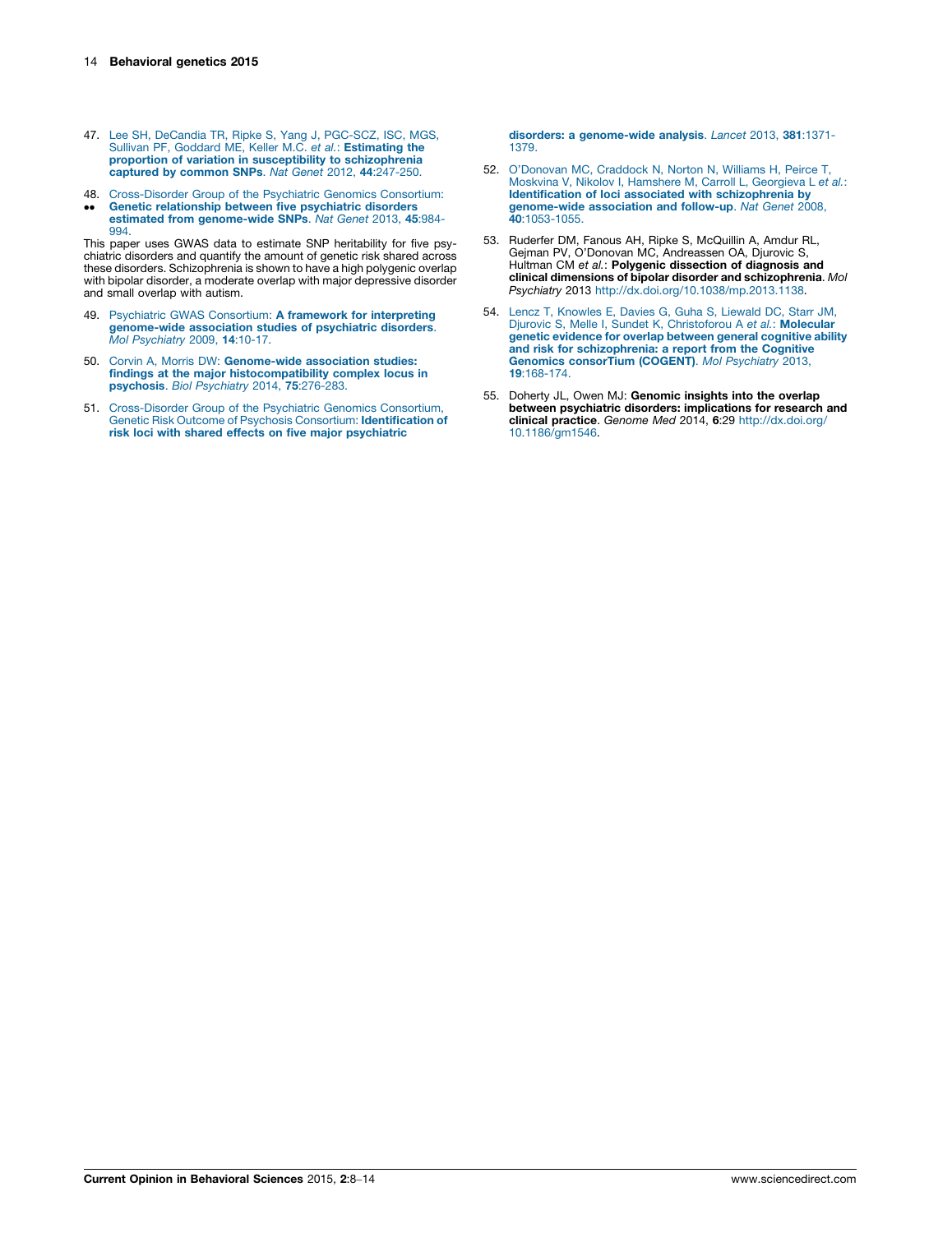47. Lee SH, DeCandia TR, Ripke S, Yang J, PGC-SCZ, ISC, MGS, Sullivan PF, Goddard ME, Keller M.C. *et al.*: **Estimating the proportion of variation in susceptibility to schizophrenia captured by common SNPs**. *Nat Genet* 2012, **44**:247-250.

48. •• Cross-Disorder Group of the Psychiatric Genomics Consortium: **Genetic relationship between five psychiatric disorders estimated from genome-wide SNPs**. *Nat Genet* 2013, **45**:984-994.

This paper uses GWAS data to estimate SNP heritability for five psychiatric disorders and quantify the amount of genetic risk shared across these disorders. Schizophrenia is shown to have a high polygenic overlap with bipolar disorder, a moderate overlap with major depressive disorder and small overlap with autism.

49. Psychiatric GWAS Consortium: **A framework for interpreting genome-wide association studies of psychiatric disorders**. *Mol Psychiatry* 2009, **14**:10-17.

50. Corvin A, Morris DW: **Genome-wide association studies: findings at the major histocompatibility complex locus in psychosis**. *Biol Psychiatry* 2014, **75**:276-283.

51. Cross-Disorder Group of the Psychiatric Genomics Consortium, Genetic Risk Outcome of Psychosis Consortium: **Identification of risk loci with shared effects on five major psychiatric disorders: a genome-wide analysis**. *Lancet* 2013, **381**:1371-1379.

52. O'Donovan MC, Craddock N, Norton N, Williams H, Peirce T, Moskvina V, Nikolov I, Hamshere M, Carroll L, Georgieva L *et al.*: **Identification of loci associated with schizophrenia by genome-wide association and follow-up**. *Nat Genet* 2008, **40**:1053-1055.

53. Ruderfer DM, Fanous AH, Ripke S, McQuillin A, Amdur RL, Gejman PV, O'Donovan MC, Andreassen OA, Djurovic S, Hultman CM *et al.*: **Polygenic dissection of diagnosis and clinical dimensions of bipolar disorder and schizophrenia**. *Mol Psychiatry* 2013 http://dx.doi.org/10.1038/mp.2013.1138.

54. Lencz T, Knowles E, Davies G, Guha S, Liewald DC, Starr JM, Djurovic S, Melle I, Sundet K, Christoforou A *et al.*: **Molecular genetic evidence for overlap between general cognitive ability and risk for schizophrenia: a report from the Cognitive Genomics consorTium (COGENT)**. *Mol Psychiatry* 2013, **19**:168-174.

55. Doherty JL, Owen MJ: **Genomic insights into the overlap between psychiatric disorders: implications for research and clinical practice**. *Genome Med* 2014, **6**:29 http://dx.doi.org/10.1186/gm1546.